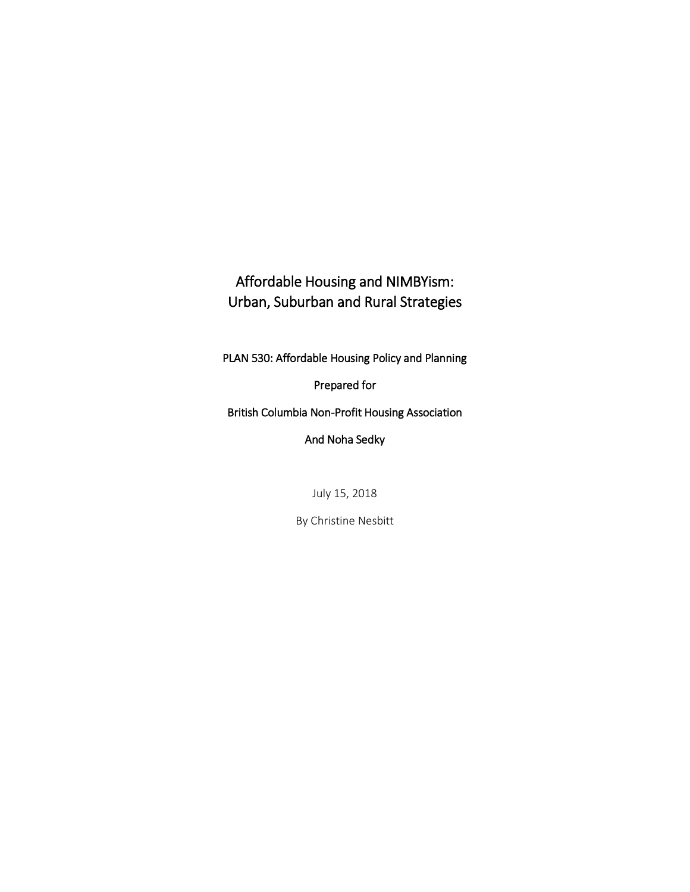# Affordable Housing and NIMBYism: Urban, Suburban and Rural Strategies

PLAN 530: Affordable Housing Policy and Planning

Prepared for

British Columbia Non-Profit Housing Association

And Noha Sedky

July 15, 2018

By Christine Nesbitt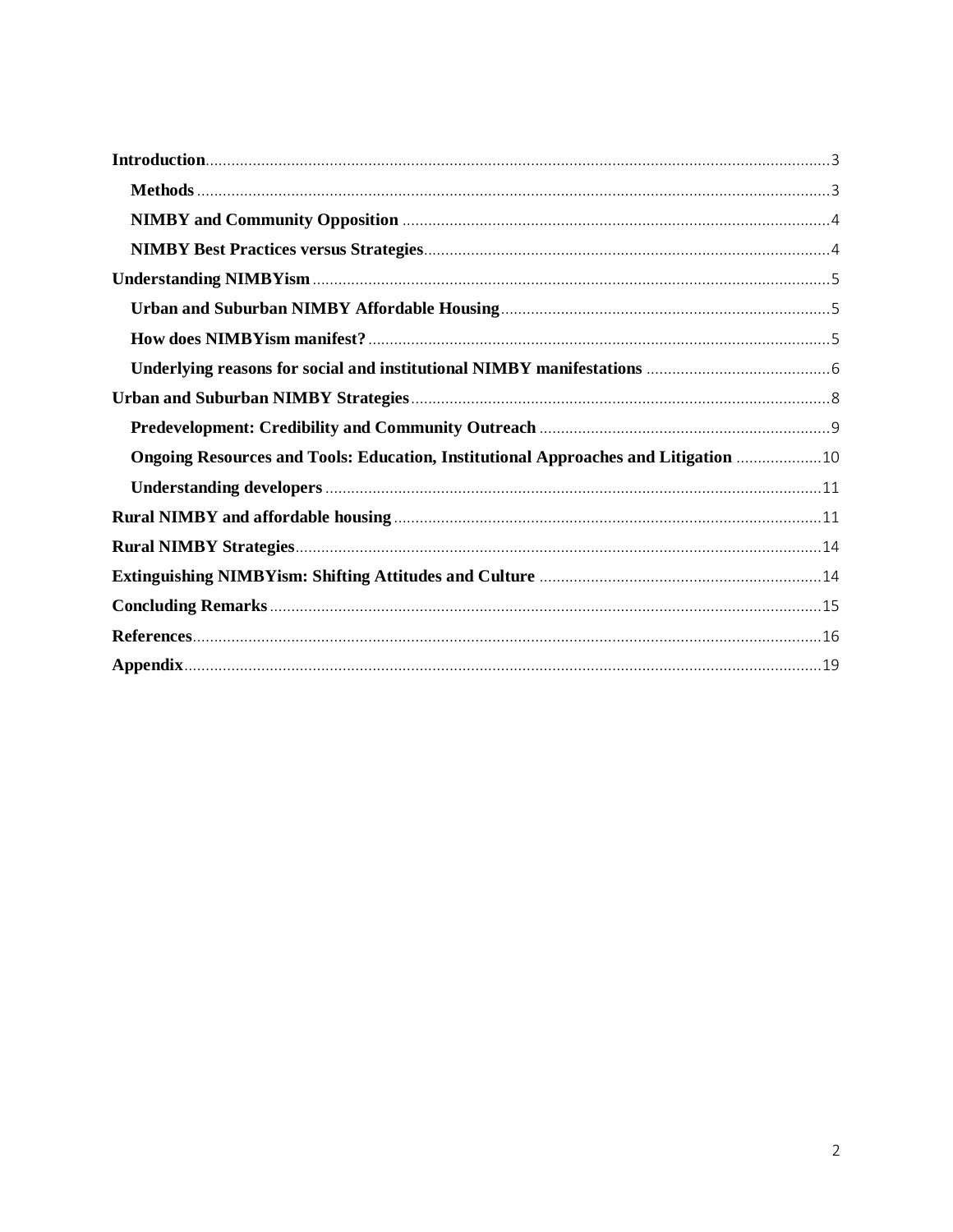**Introduction** .......... 3

- **Methods** .......... 3
- **NIMBY and Community Opposition** .......... 4
- **NIMBY Best Practices versus Strategies** .......... 4

**Understanding NIMBYism** .......... 5

- **Urban and Suburban NIMBY Affordable Housing** .......... 5
- **How does NIMBYism manifest?** .......... 5
- **Underlying reasons for social and institutional NIMBY manifestations** .......... 6

**Urban and Suburban NIMBY Strategies** .......... 8

- **Predevelopment: Credibility and Community Outreach** .......... 9
- **Ongoing Resources and Tools: Education, Institutional Approaches and Litigation** .......... 10
- **Understanding developers** .......... 11

**Rural NIMBY and affordable housing** .......... 11

**Rural NIMBY Strategies** .......... 14

**Extinguishing NIMBYism: Shifting Attitudes and Culture** .......... 14

**Concluding Remarks** .......... 15

**References** .......... 16

**Appendix** .......... 19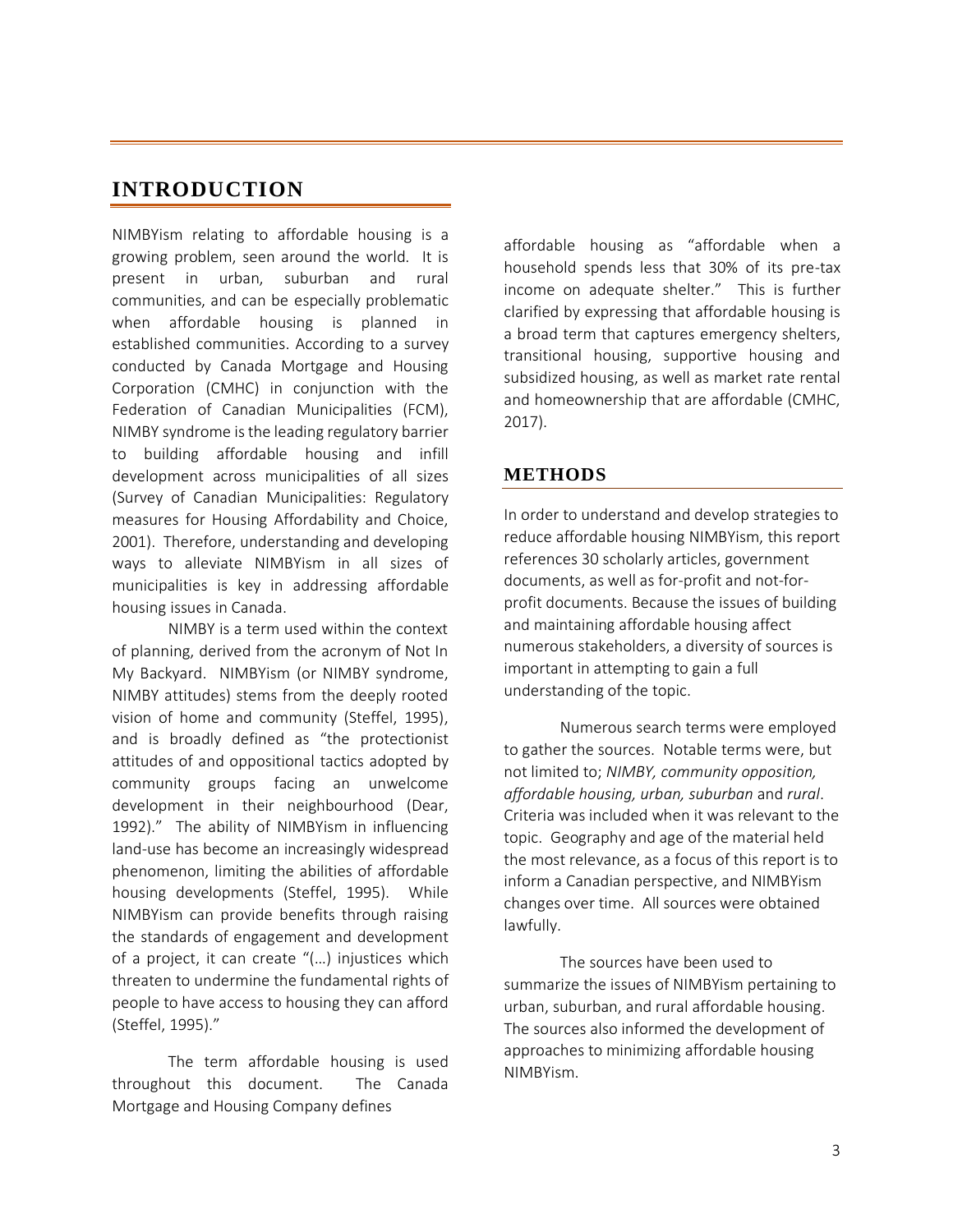# INTRODUCTION

NIMBYism relating to affordable housing is a growing problem, seen around the world. It is present in urban, suburban and rural communities, and can be especially problematic when affordable housing is planned in established communities. According to a survey conducted by Canada Mortgage and Housing Corporation (CMHC) in conjunction with the Federation of Canadian Municipalities (FCM), NIMBY syndrome is the leading regulatory barrier to building affordable housing and infill development across municipalities of all sizes (Survey of Canadian Municipalities: Regulatory measures for Housing Affordability and Choice, 2001). Therefore, understanding and developing ways to alleviate NIMBYism in all sizes of municipalities is key in addressing affordable housing issues in Canada.

NIMBY is a term used within the context of planning, derived from the acronym of Not In My Backyard. NIMBYism (or NIMBY syndrome, NIMBY attitudes) stems from the deeply rooted vision of home and community (Steffel, 1995), and is broadly defined as "the protectionist attitudes of and oppositional tactics adopted by community groups facing an unwelcome development in their neighbourhood (Dear, 1992)." The ability of NIMBYism in influencing land-use has become an increasingly widespread phenomenon, limiting the abilities of affordable housing developments (Steffel, 1995). While NIMBYism can provide benefits through raising the standards of engagement and development of a project, it can create "(…) injustices which threaten to undermine the fundamental rights of people to have access to housing they can afford (Steffel, 1995)."

The term affordable housing is used throughout this document. The Canada Mortgage and Housing Company defines affordable housing as "affordable when a household spends less that 30% of its pre-tax income on adequate shelter." This is further clarified by expressing that affordable housing is a broad term that captures emergency shelters, transitional housing, supportive housing and subsidized housing, as well as market rate rental and homeownership that are affordable (CMHC, 2017).

## METHODS

In order to understand and develop strategies to reduce affordable housing NIMBYism, this report references 30 scholarly articles, government documents, as well as for-profit and not-for-profit documents. Because the issues of building and maintaining affordable housing affect numerous stakeholders, a diversity of sources is important in attempting to gain a full understanding of the topic.

Numerous search terms were employed to gather the sources. Notable terms were, but not limited to; *NIMBY, community opposition, affordable housing, urban, suburban* and *rural*. Criteria was included when it was relevant to the topic. Geography and age of the material held the most relevance, as a focus of this report is to inform a Canadian perspective, and NIMBYism changes over time. All sources were obtained lawfully.

The sources have been used to summarize the issues of NIMBYism pertaining to urban, suburban, and rural affordable housing. The sources also informed the development of approaches to minimizing affordable housing NIMBYism.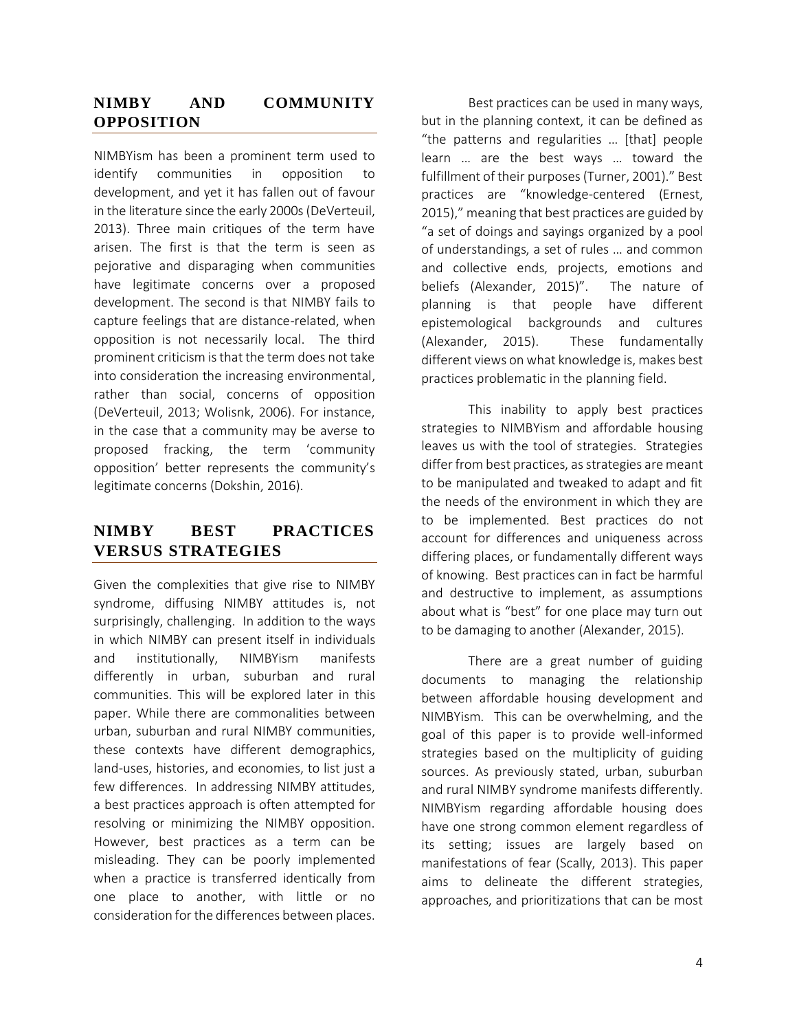## NIMBY AND COMMUNITY OPPOSITION

NIMBYism has been a prominent term used to identify communities in opposition to development, and yet it has fallen out of favour in the literature since the early 2000s (DeVerteuil, 2013). Three main critiques of the term have arisen. The first is that the term is seen as pejorative and disparaging when communities have legitimate concerns over a proposed development. The second is that NIMBY fails to capture feelings that are distance-related, when opposition is not necessarily local. The third prominent criticism is that the term does not take into consideration the increasing environmental, rather than social, concerns of opposition (DeVerteuil, 2013; Wolisnk, 2006). For instance, in the case that a community may be averse to proposed fracking, the term 'community opposition' better represents the community's legitimate concerns (Dokshin, 2016).

## NIMBY BEST PRACTICES VERSUS STRATEGIES

Given the complexities that give rise to NIMBY syndrome, diffusing NIMBY attitudes is, not surprisingly, challenging. In addition to the ways in which NIMBY can present itself in individuals and institutionally, NIMBYism manifests differently in urban, suburban and rural communities. This will be explored later in this paper. While there are commonalities between urban, suburban and rural NIMBY communities, these contexts have different demographics, land-uses, histories, and economies, to list just a few differences. In addressing NIMBY attitudes, a best practices approach is often attempted for resolving or minimizing the NIMBY opposition. However, best practices as a term can be misleading. They can be poorly implemented when a practice is transferred identically from one place to another, with little or no consideration for the differences between places.

Best practices can be used in many ways, but in the planning context, it can be defined as "the patterns and regularities … [that] people learn … are the best ways … toward the fulfillment of their purposes (Turner, 2001)." Best practices are "knowledge-centered (Ernest, 2015)," meaning that best practices are guided by "a set of doings and sayings organized by a pool of understandings, a set of rules … and common and collective ends, projects, emotions and beliefs (Alexander, 2015)". The nature of planning is that people have different epistemological backgrounds and cultures (Alexander, 2015). These fundamentally different views on what knowledge is, makes best practices problematic in the planning field.

This inability to apply best practices strategies to NIMBYism and affordable housing leaves us with the tool of strategies. Strategies differ from best practices, as strategies are meant to be manipulated and tweaked to adapt and fit the needs of the environment in which they are to be implemented. Best practices do not account for differences and uniqueness across differing places, or fundamentally different ways of knowing. Best practices can in fact be harmful and destructive to implement, as assumptions about what is "best" for one place may turn out to be damaging to another (Alexander, 2015).

There are a great number of guiding documents to managing the relationship between affordable housing development and NIMBYism. This can be overwhelming, and the goal of this paper is to provide well-informed strategies based on the multiplicity of guiding sources. As previously stated, urban, suburban and rural NIMBY syndrome manifests differently. NIMBYism regarding affordable housing does have one strong common element regardless of its setting; issues are largely based on manifestations of fear (Scally, 2013). This paper aims to delineate the different strategies, approaches, and prioritizations that can be most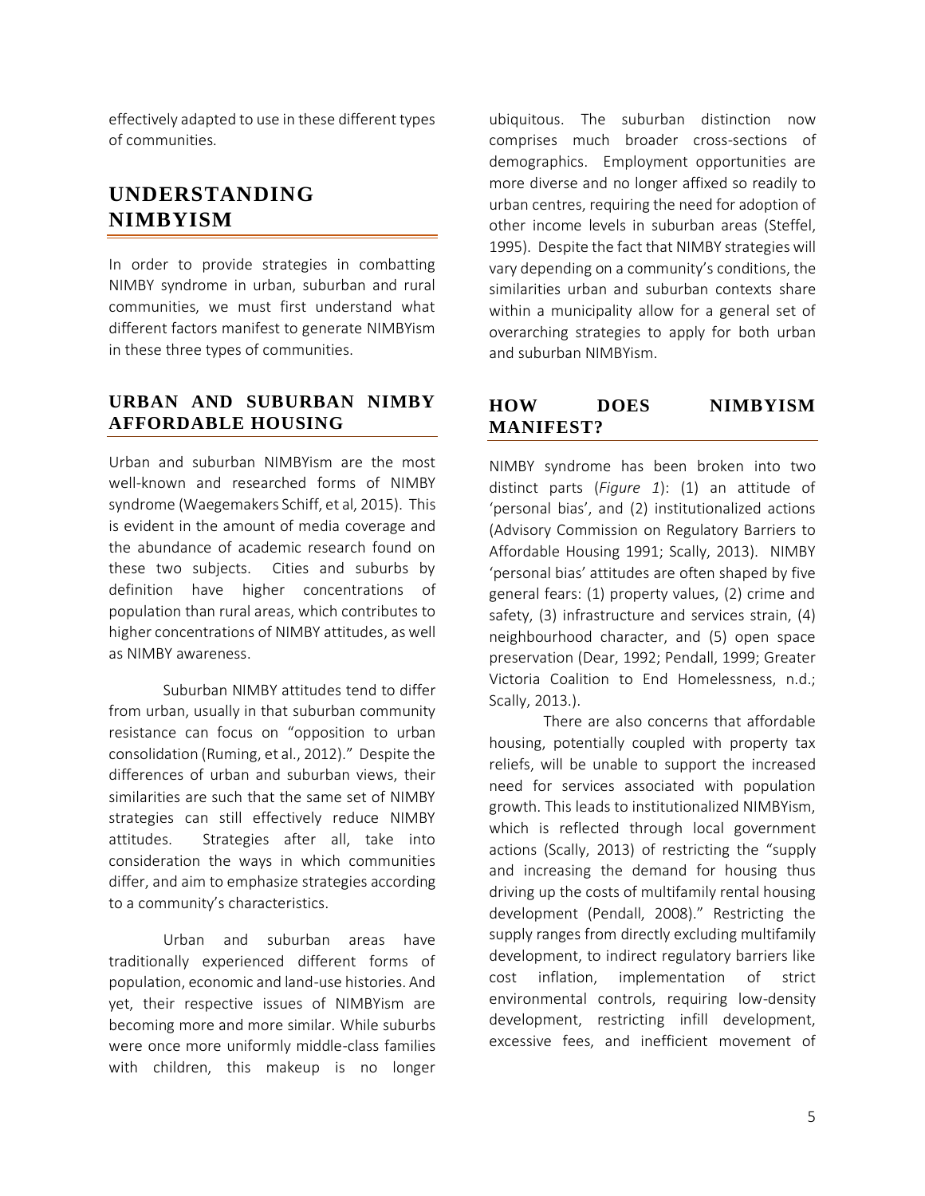effectively adapted to use in these different types of communities.

## UNDERSTANDING NIMBYISM

In order to provide strategies in combatting NIMBY syndrome in urban, suburban and rural communities, we must first understand what different factors manifest to generate NIMBYism in these three types of communities.

### URBAN AND SUBURBAN NIMBY AFFORDABLE HOUSING

Urban and suburban NIMBYism are the most well-known and researched forms of NIMBY syndrome (Waegemakers Schiff, et al, 2015). This is evident in the amount of media coverage and the abundance of academic research found on these two subjects. Cities and suburbs by definition have higher concentrations of population than rural areas, which contributes to higher concentrations of NIMBY attitudes, as well as NIMBY awareness.

Suburban NIMBY attitudes tend to differ from urban, usually in that suburban community resistance can focus on "opposition to urban consolidation (Ruming, et al., 2012)." Despite the differences of urban and suburban views, their similarities are such that the same set of NIMBY strategies can still effectively reduce NIMBY attitudes. Strategies after all, take into consideration the ways in which communities differ, and aim to emphasize strategies according to a community's characteristics.

Urban and suburban areas have traditionally experienced different forms of population, economic and land-use histories. And yet, their respective issues of NIMBYism are becoming more and more similar. While suburbs were once more uniformly middle-class families with children, this makeup is no longer ubiquitous. The suburban distinction now comprises much broader cross-sections of demographics. Employment opportunities are more diverse and no longer affixed so readily to urban centres, requiring the need for adoption of other income levels in suburban areas (Steffel, 1995). Despite the fact that NIMBY strategies will vary depending on a community's conditions, the similarities urban and suburban contexts share within a municipality allow for a general set of overarching strategies to apply for both urban and suburban NIMBYism.

### HOW DOES NIMBYISM MANIFEST?

NIMBY syndrome has been broken into two distinct parts (*Figure 1*): (1) an attitude of 'personal bias', and (2) institutionalized actions (Advisory Commission on Regulatory Barriers to Affordable Housing 1991; Scally, 2013). NIMBY 'personal bias' attitudes are often shaped by five general fears: (1) property values, (2) crime and safety, (3) infrastructure and services strain, (4) neighbourhood character, and (5) open space preservation (Dear, 1992; Pendall, 1999; Greater Victoria Coalition to End Homelessness, n.d.; Scally, 2013.).

There are also concerns that affordable housing, potentially coupled with property tax reliefs, will be unable to support the increased need for services associated with population growth. This leads to institutionalized NIMBYism, which is reflected through local government actions (Scally, 2013) of restricting the "supply and increasing the demand for housing thus driving up the costs of multifamily rental housing development (Pendall, 2008)." Restricting the supply ranges from directly excluding multifamily development, to indirect regulatory barriers like cost inflation, implementation of strict environmental controls, requiring low-density development, restricting infill development, excessive fees, and inefficient movement of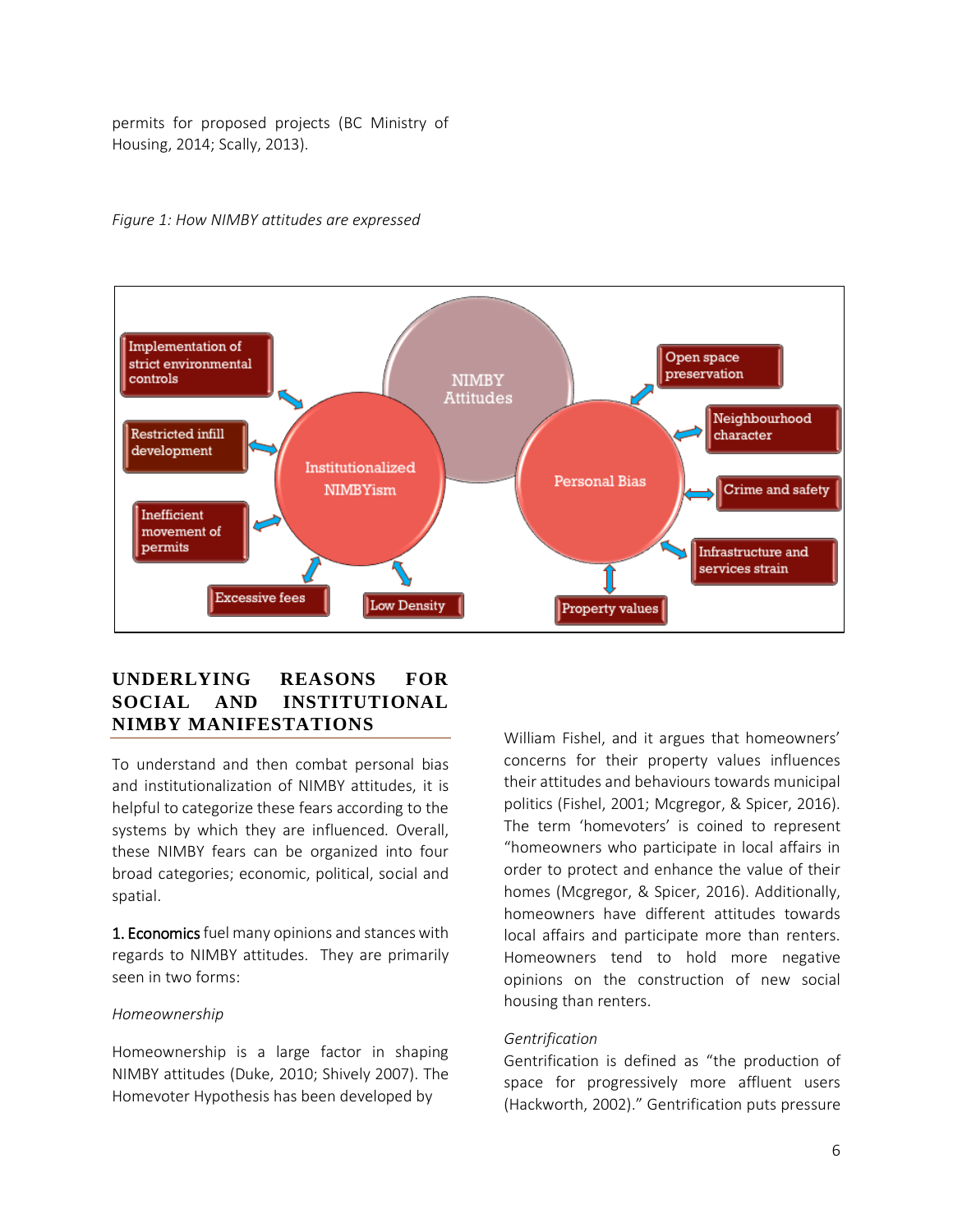permits for proposed projects (BC Ministry of Housing, 2014; Scally, 2013).

*Figure 1: How NIMBY attitudes are expressed*

NIMBY Attitudes

Institutionalized NIMBYism

- Implementation of strict environmental controls
- Restricted infill development
- Inefficient movement of permits
- Excessive fees
- Low Density

Personal Bias

- Open space preservation
- Neighbourhood character
- Crime and safety
- Infrastructure and services strain
- Property values

## UNDERLYING REASONS FOR SOCIAL AND INSTITUTIONAL NIMBY MANIFESTATIONS

To understand and then combat personal bias and institutionalization of NIMBY attitudes, it is helpful to categorize these fears according to the systems by which they are influenced. Overall, these NIMBY fears can be organized into four broad categories; economic, political, social and spatial.

1. Economics fuel many opinions and stances with regards to NIMBY attitudes. They are primarily seen in two forms:

*Homeownership*

Homeownership is a large factor in shaping NIMBY attitudes (Duke, 2010; Shively 2007). The Homevoter Hypothesis has been developed by William Fishel, and it argues that homeowners' concerns for their property values influences their attitudes and behaviours towards municipal politics (Fishel, 2001; Mcgregor, & Spicer, 2016). The term 'homevoters' is coined to represent "homeowners who participate in local affairs in order to protect and enhance the value of their homes (Mcgregor, & Spicer, 2016). Additionally, homeowners have different attitudes towards local affairs and participate more than renters. Homeowners tend to hold more negative opinions on the construction of new social housing than renters.

*Gentrification*

Gentrification is defined as "the production of space for progressively more affluent users (Hackworth, 2002)." Gentrification puts pressure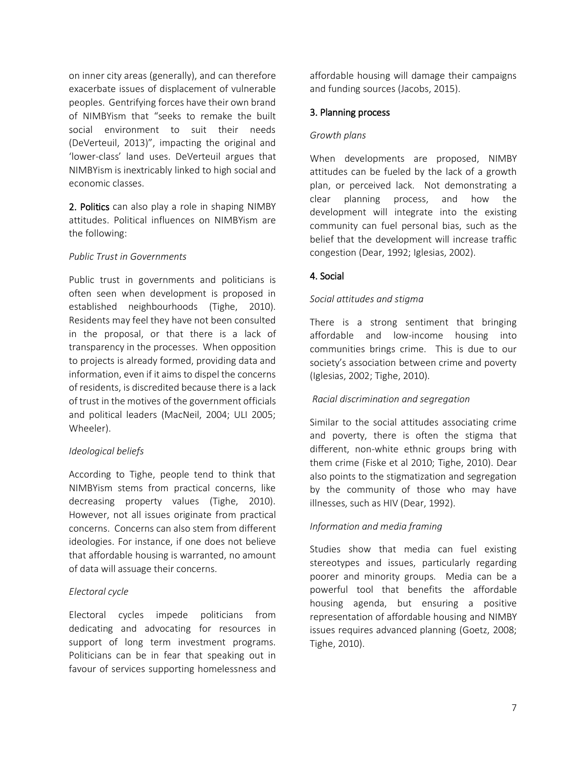on inner city areas (generally), and can therefore exacerbate issues of displacement of vulnerable peoples. Gentrifying forces have their own brand of NIMBYism that "seeks to remake the built social environment to suit their needs (DeVerteuil, 2013)", impacting the original and 'lower-class' land uses. DeVerteuil argues that NIMBYism is inextricably linked to high social and economic classes.

**2. Politics** can also play a role in shaping NIMBY attitudes. Political influences on NIMBYism are the following:

*Public Trust in Governments*

Public trust in governments and politicians is often seen when development is proposed in established neighbourhoods (Tighe, 2010). Residents may feel they have not been consulted in the proposal, or that there is a lack of transparency in the processes. When opposition to projects is already formed, providing data and information, even if it aims to dispel the concerns of residents, is discredited because there is a lack of trust in the motives of the government officials and political leaders (MacNeil, 2004; ULI 2005; Wheeler).

*Ideological beliefs*

According to Tighe, people tend to think that NIMBYism stems from practical concerns, like decreasing property values (Tighe, 2010). However, not all issues originate from practical concerns. Concerns can also stem from different ideologies. For instance, if one does not believe that affordable housing is warranted, no amount of data will assuage their concerns.

*Electoral cycle*

Electoral cycles impede politicians from dedicating and advocating for resources in support of long term investment programs. Politicians can be in fear that speaking out in favour of services supporting homelessness and affordable housing will damage their campaigns and funding sources (Jacobs, 2015).

**3. Planning process**

*Growth plans*

When developments are proposed, NIMBY attitudes can be fueled by the lack of a growth plan, or perceived lack. Not demonstrating a clear planning process, and how the development will integrate into the existing community can fuel personal bias, such as the belief that the development will increase traffic congestion (Dear, 1992; Iglesias, 2002).

**4. Social**

*Social attitudes and stigma*

There is a strong sentiment that bringing affordable and low-income housing into communities brings crime. This is due to our society's association between crime and poverty (Iglesias, 2002; Tighe, 2010).

*Racial discrimination and segregation*

Similar to the social attitudes associating crime and poverty, there is often the stigma that different, non-white ethnic groups bring with them crime (Fiske et al 2010; Tighe, 2010). Dear also points to the stigmatization and segregation by the community of those who may have illnesses, such as HIV (Dear, 1992).

*Information and media framing*

Studies show that media can fuel existing stereotypes and issues, particularly regarding poorer and minority groups. Media can be a powerful tool that benefits the affordable housing agenda, but ensuring a positive representation of affordable housing and NIMBY issues requires advanced planning (Goetz, 2008; Tighe, 2010).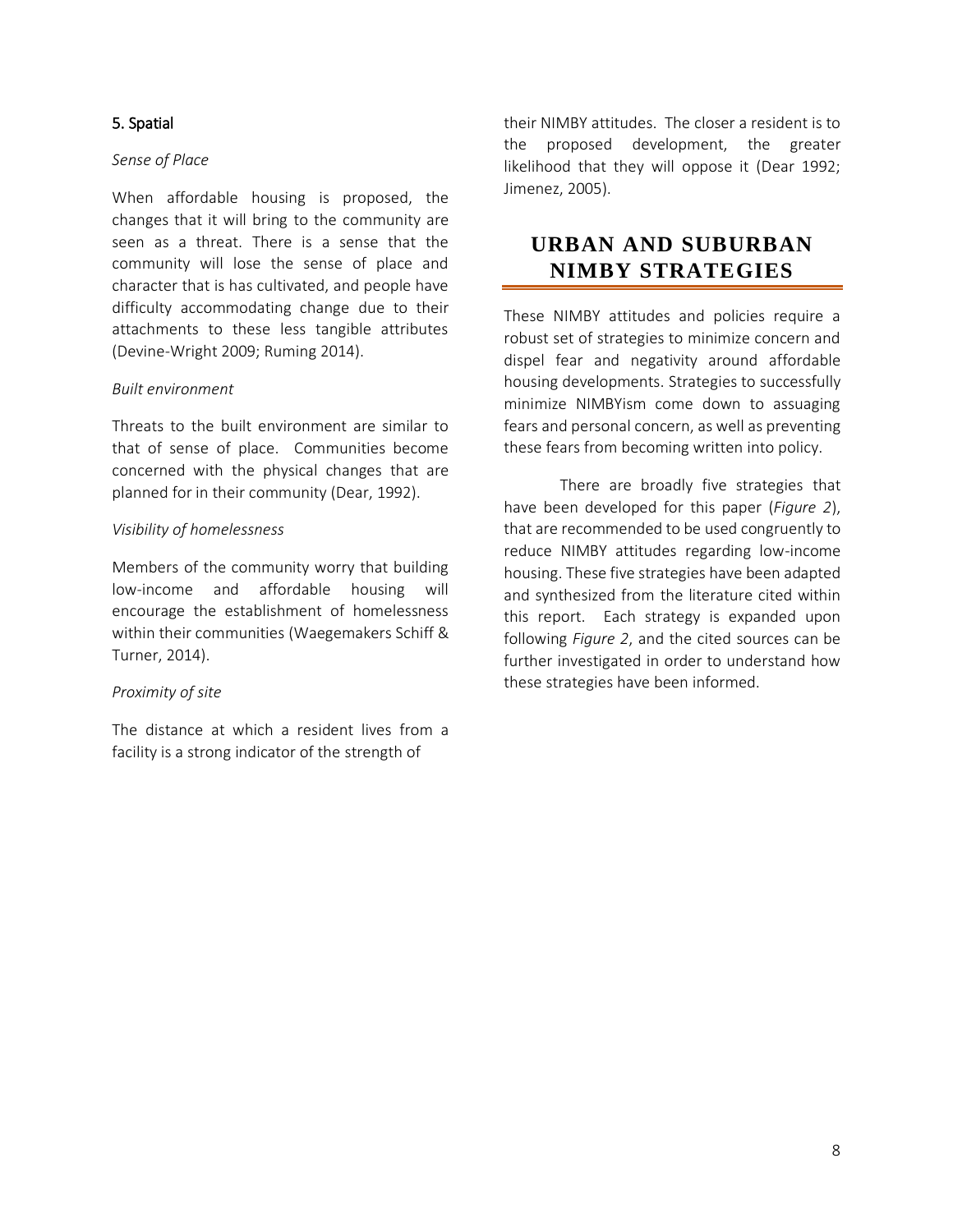### 5. Spatial

*Sense of Place*

When affordable housing is proposed, the changes that it will bring to the community are seen as a threat. There is a sense that the community will lose the sense of place and character that is has cultivated, and people have difficulty accommodating change due to their attachments to these less tangible attributes (Devine-Wright 2009; Ruming 2014).

*Built environment*

Threats to the built environment are similar to that of sense of place. Communities become concerned with the physical changes that are planned for in their community (Dear, 1992).

*Visibility of homelessness*

Members of the community worry that building low-income and affordable housing will encourage the establishment of homelessness within their communities (Waegemakers Schiff & Turner, 2014).

*Proximity of site*

The distance at which a resident lives from a facility is a strong indicator of the strength of their NIMBY attitudes. The closer a resident is to the proposed development, the greater likelihood that they will oppose it (Dear 1992; Jimenez, 2005).

# URBAN AND SUBURBAN NIMBY STRATEGIES

These NIMBY attitudes and policies require a robust set of strategies to minimize concern and dispel fear and negativity around affordable housing developments. Strategies to successfully minimize NIMBYism come down to assuaging fears and personal concern, as well as preventing these fears from becoming written into policy.

There are broadly five strategies that have been developed for this paper (*Figure 2*), that are recommended to be used congruently to reduce NIMBY attitudes regarding low-income housing. These five strategies have been adapted and synthesized from the literature cited within this report. Each strategy is expanded upon following *Figure 2*, and the cited sources can be further investigated in order to understand how these strategies have been informed.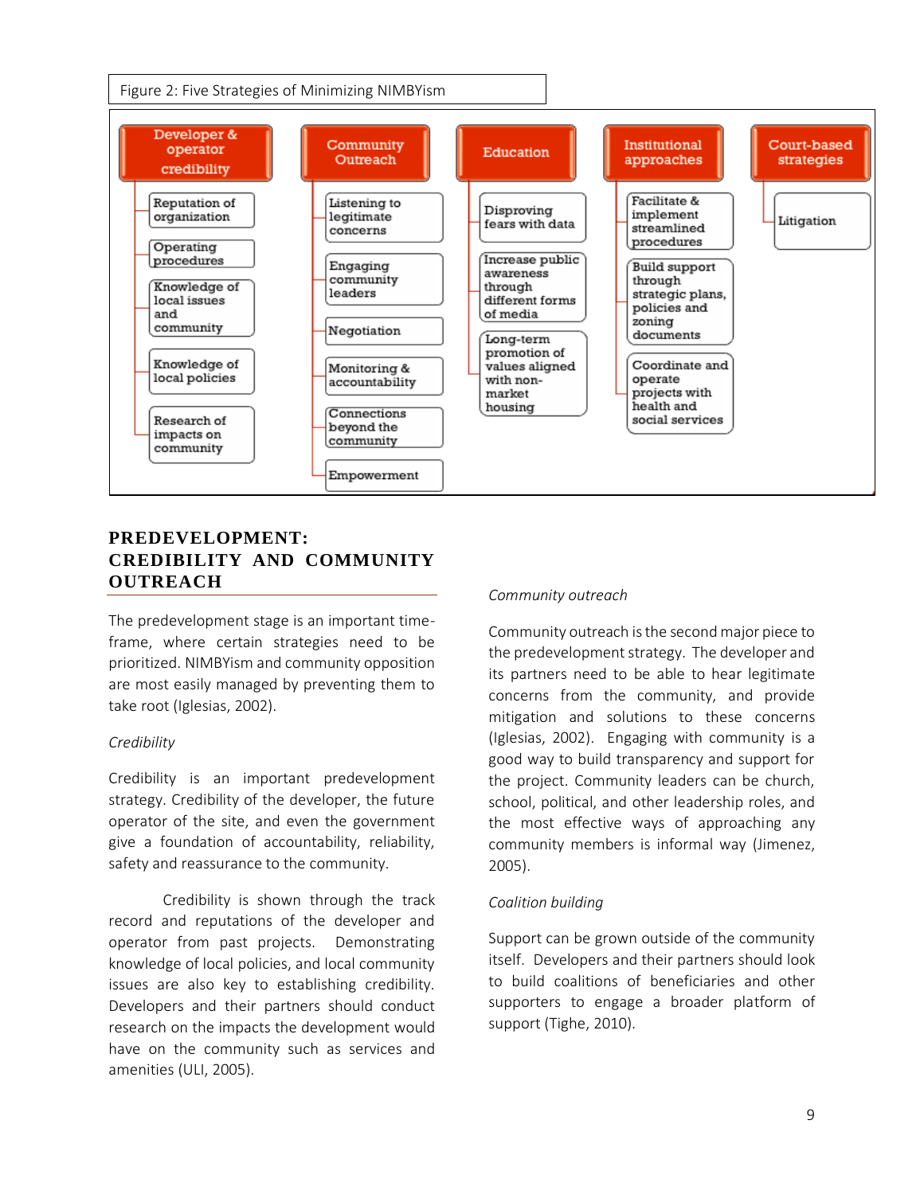Figure 2: Five Strategies of Minimizing NIMBYism

| Developer & operator credibility | Community Outreach | Education | Institutional approaches | Court-based strategies |
| --- | --- | --- | --- | --- |
| Reputation of organization | Listening to legitimate concerns | Disproving fears with data | Facilitate & implement streamlined procedures | Litigation |
| Operating procedures | Engaging community leaders | Increase public awareness through different forms of media | Build support through strategic plans, policies and zoning documents | |
| Knowledge of local issues and community | Negotiation | Long-term promotion of values aligned with non-market housing | Coordinate and operate projects with health and social services | |
| Knowledge of local policies | Monitoring & accountability | | | |
| Research of impacts on community | Connections beyond the community | | | |
| | Empowerment | | | |

## PREDEVELOPMENT: CREDIBILITY AND COMMUNITY OUTREACH

The predevelopment stage is an important time-frame, where certain strategies need to be prioritized. NIMBYism and community opposition are most easily managed by preventing them to take root (Iglesias, 2002).

*Credibility*

Credibility is an important predevelopment strategy. Credibility of the developer, the future operator of the site, and even the government give a foundation of accountability, reliability, safety and reassurance to the community.

Credibility is shown through the track record and reputations of the developer and operator from past projects. Demonstrating knowledge of local policies, and local community issues are also key to establishing credibility. Developers and their partners should conduct research on the impacts the development would have on the community such as services and amenities (ULI, 2005).

*Community outreach*

Community outreach is the second major piece to the predevelopment strategy. The developer and its partners need to be able to hear legitimate concerns from the community, and provide mitigation and solutions to these concerns (Iglesias, 2002). Engaging with community is a good way to build transparency and support for the project. Community leaders can be church, school, political, and other leadership roles, and the most effective ways of approaching any community members is informal way (Jimenez, 2005).

*Coalition building*

Support can be grown outside of the community itself. Developers and their partners should look to build coalitions of beneficiaries and other supporters to engage a broader platform of support (Tighe, 2010).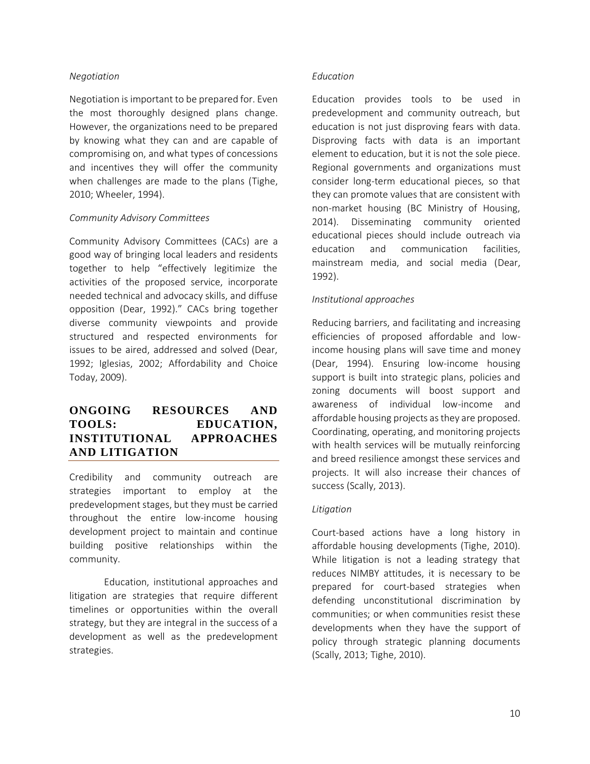*Negotiation*

Negotiation is important to be prepared for. Even the most thoroughly designed plans change. However, the organizations need to be prepared by knowing what they can and are capable of compromising on, and what types of concessions and incentives they will offer the community when challenges are made to the plans (Tighe, 2010; Wheeler, 1994).

*Community Advisory Committees*

Community Advisory Committees (CACs) are a good way of bringing local leaders and residents together to help "effectively legitimize the activities of the proposed service, incorporate needed technical and advocacy skills, and diffuse opposition (Dear, 1992)." CACs bring together diverse community viewpoints and provide structured and respected environments for issues to be aired, addressed and solved (Dear, 1992; Iglesias, 2002; Affordability and Choice Today, 2009).

## ONGOING RESOURCES AND TOOLS: EDUCATION, INSTITUTIONAL APPROACHES AND LITIGATION

Credibility and community outreach are strategies important to employ at the predevelopment stages, but they must be carried throughout the entire low-income housing development project to maintain and continue building positive relationships within the community.

Education, institutional approaches and litigation are strategies that require different timelines or opportunities within the overall strategy, but they are integral in the success of a development as well as the predevelopment strategies.

*Education*

Education provides tools to be used in predevelopment and community outreach, but education is not just disproving fears with data. Disproving facts with data is an important element to education, but it is not the sole piece. Regional governments and organizations must consider long-term educational pieces, so that they can promote values that are consistent with non-market housing (BC Ministry of Housing, 2014). Disseminating community oriented educational pieces should include outreach via education and communication facilities, mainstream media, and social media (Dear, 1992).

*Institutional approaches*

Reducing barriers, and facilitating and increasing efficiencies of proposed affordable and low-income housing plans will save time and money (Dear, 1994). Ensuring low-income housing support is built into strategic plans, policies and zoning documents will boost support and awareness of individual low-income and affordable housing projects as they are proposed. Coordinating, operating, and monitoring projects with health services will be mutually reinforcing and breed resilience amongst these services and projects. It will also increase their chances of success (Scally, 2013).

*Litigation*

Court-based actions have a long history in affordable housing developments (Tighe, 2010). While litigation is not a leading strategy that reduces NIMBY attitudes, it is necessary to be prepared for court-based strategies when defending unconstitutional discrimination by communities; or when communities resist these developments when they have the support of policy through strategic planning documents (Scally, 2013; Tighe, 2010).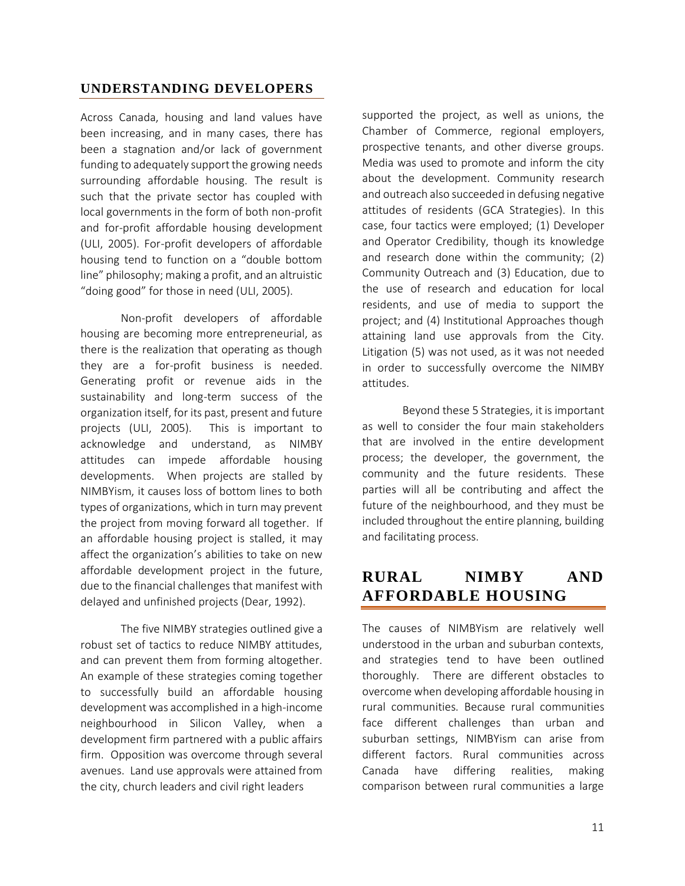## UNDERSTANDING DEVELOPERS

Across Canada, housing and land values have been increasing, and in many cases, there has been a stagnation and/or lack of government funding to adequately support the growing needs surrounding affordable housing. The result is such that the private sector has coupled with local governments in the form of both non-profit and for-profit affordable housing development (ULI, 2005). For-profit developers of affordable housing tend to function on a "double bottom line" philosophy; making a profit, and an altruistic "doing good" for those in need (ULI, 2005).

Non-profit developers of affordable housing are becoming more entrepreneurial, as there is the realization that operating as though they are a for-profit business is needed. Generating profit or revenue aids in the sustainability and long-term success of the organization itself, for its past, present and future projects (ULI, 2005). This is important to acknowledge and understand, as NIMBY attitudes can impede affordable housing developments. When projects are stalled by NIMBYism, it causes loss of bottom lines to both types of organizations, which in turn may prevent the project from moving forward all together. If an affordable housing project is stalled, it may affect the organization's abilities to take on new affordable development project in the future, due to the financial challenges that manifest with delayed and unfinished projects (Dear, 1992).

The five NIMBY strategies outlined give a robust set of tactics to reduce NIMBY attitudes, and can prevent them from forming altogether. An example of these strategies coming together to successfully build an affordable housing development was accomplished in a high-income neighbourhood in Silicon Valley, when a development firm partnered with a public affairs firm. Opposition was overcome through several avenues. Land use approvals were attained from the city, church leaders and civil right leaders supported the project, as well as unions, the Chamber of Commerce, regional employers, prospective tenants, and other diverse groups. Media was used to promote and inform the city about the development. Community research and outreach also succeeded in defusing negative attitudes of residents (GCA Strategies). In this case, four tactics were employed; (1) Developer and Operator Credibility, though its knowledge and research done within the community; (2) Community Outreach and (3) Education, due to the use of research and education for local residents, and use of media to support the project; and (4) Institutional Approaches though attaining land use approvals from the City. Litigation (5) was not used, as it was not needed in order to successfully overcome the NIMBY attitudes.

Beyond these 5 Strategies, it is important as well to consider the four main stakeholders that are involved in the entire development process; the developer, the government, the community and the future residents. These parties will all be contributing and affect the future of the neighbourhood, and they must be included throughout the entire planning, building and facilitating process.

# RURAL NIMBY AND AFFORDABLE HOUSING

The causes of NIMBYism are relatively well understood in the urban and suburban contexts, and strategies tend to have been outlined thoroughly. There are different obstacles to overcome when developing affordable housing in rural communities. Because rural communities face different challenges than urban and suburban settings, NIMBYism can arise from different factors. Rural communities across Canada have differing realities, making comparison between rural communities a large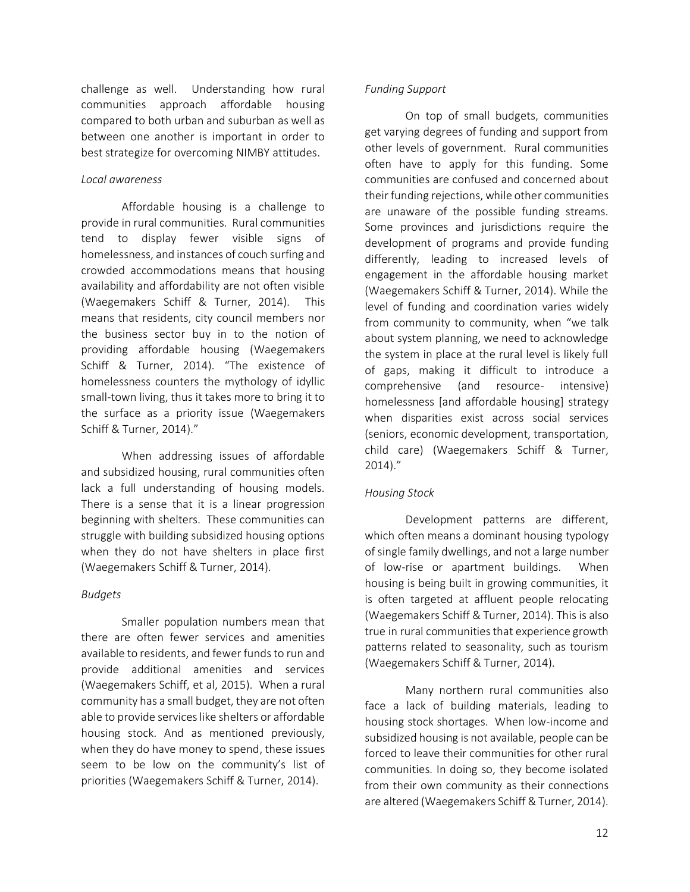challenge as well. Understanding how rural communities approach affordable housing compared to both urban and suburban as well as between one another is important in order to best strategize for overcoming NIMBY attitudes.

*Local awareness*

Affordable housing is a challenge to provide in rural communities. Rural communities tend to display fewer visible signs of homelessness, and instances of couch surfing and crowded accommodations means that housing availability and affordability are not often visible (Waegemakers Schiff & Turner, 2014). This means that residents, city council members nor the business sector buy in to the notion of providing affordable housing (Waegemakers Schiff & Turner, 2014). "The existence of homelessness counters the mythology of idyllic small-town living, thus it takes more to bring it to the surface as a priority issue (Waegemakers Schiff & Turner, 2014)."

When addressing issues of affordable and subsidized housing, rural communities often lack a full understanding of housing models. There is a sense that it is a linear progression beginning with shelters. These communities can struggle with building subsidized housing options when they do not have shelters in place first (Waegemakers Schiff & Turner, 2014).

*Budgets*

Smaller population numbers mean that there are often fewer services and amenities available to residents, and fewer funds to run and provide additional amenities and services (Waegemakers Schiff, et al, 2015). When a rural community has a small budget, they are not often able to provide services like shelters or affordable housing stock. And as mentioned previously, when they do have money to spend, these issues seem to be low on the community's list of priorities (Waegemakers Schiff & Turner, 2014).

*Funding Support*

On top of small budgets, communities get varying degrees of funding and support from other levels of government. Rural communities often have to apply for this funding. Some communities are confused and concerned about their funding rejections, while other communities are unaware of the possible funding streams. Some provinces and jurisdictions require the development of programs and provide funding differently, leading to increased levels of engagement in the affordable housing market (Waegemakers Schiff & Turner, 2014). While the level of funding and coordination varies widely from community to community, when "we talk about system planning, we need to acknowledge the system in place at the rural level is likely full of gaps, making it difficult to introduce a comprehensive (and resource- intensive) homelessness [and affordable housing] strategy when disparities exist across social services (seniors, economic development, transportation, child care) (Waegemakers Schiff & Turner, 2014)."

*Housing Stock*

Development patterns are different, which often means a dominant housing typology of single family dwellings, and not a large number of low-rise or apartment buildings. When housing is being built in growing communities, it is often targeted at affluent people relocating (Waegemakers Schiff & Turner, 2014). This is also true in rural communities that experience growth patterns related to seasonality, such as tourism (Waegemakers Schiff & Turner, 2014).

Many northern rural communities also face a lack of building materials, leading to housing stock shortages. When low-income and subsidized housing is not available, people can be forced to leave their communities for other rural communities. In doing so, they become isolated from their own community as their connections are altered (Waegemakers Schiff & Turner, 2014).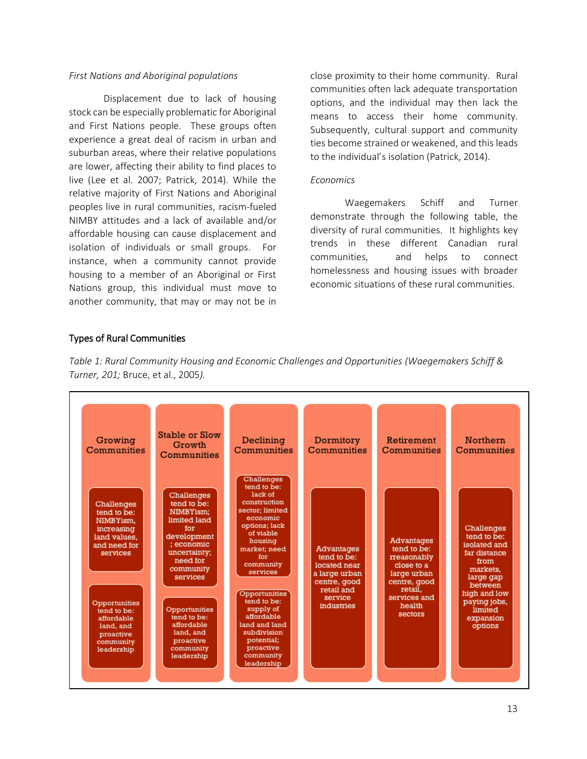*First Nations and Aboriginal populations*

Displacement due to lack of housing stock can be especially problematic for Aboriginal and First Nations people. These groups often experience a great deal of racism in urban and suburban areas, where their relative populations are lower, affecting their ability to find places to live (Lee et al. 2007; Patrick, 2014). While the relative majority of First Nations and Aboriginal peoples live in rural communities, racism-fueled NIMBY attitudes and a lack of available and/or affordable housing can cause displacement and isolation of individuals or small groups. For instance, when a community cannot provide housing to a member of an Aboriginal or First Nations group, this individual must move to another community, that may or may not be in close proximity to their home community. Rural communities often lack adequate transportation options, and the individual may then lack the means to access their home community. Subsequently, cultural support and community ties become strained or weakened, and this leads to the individual's isolation (Patrick, 2014).

*Economics*

Waegemakers Schiff and Turner demonstrate through the following table, the diversity of rural communities. It highlights key trends in these different Canadian rural communities, and helps to connect homelessness and housing issues with broader economic situations of these rural communities.

## Types of Rural Communities

*Table 1: Rural Community Housing and Economic Challenges and Opportunities (Waegemakers Schiff & Turner, 201;* Bruce, et al., 2005*).*

| Growing Communities | Stable or Slow Growth Communities | Declining Communities | Dormitory Communities | Retirement Communities | Northern Communities |
|---|---|---|---|---|---|
| Challenges tend to be: NIMBYism, increasing land values, and need for services | Challenges tend to be: NIMBYism; limited land for development; economic uncertainty; need for community services | Challenges tend to be: lack of construction sector; limited economic options; lack of viable housing market; need for community services | Advantages tend to be: located near a large urban centre, good retail and service industries | Advantages tend to be: rreasonably close to a large urban centre, good retail, services and health sectors | Challenges tend to be: isolated and far distance from markets, large gap between high and low paying jobs, limited expansion options |
| Opportunities tend to be: affordable land, and proactive community leadership | Opportunities tend to be: affordable land, and proactive community leadership | Opportunities tend to be: supply of affordable land and land subdivision potential; proactive community leadership | | | |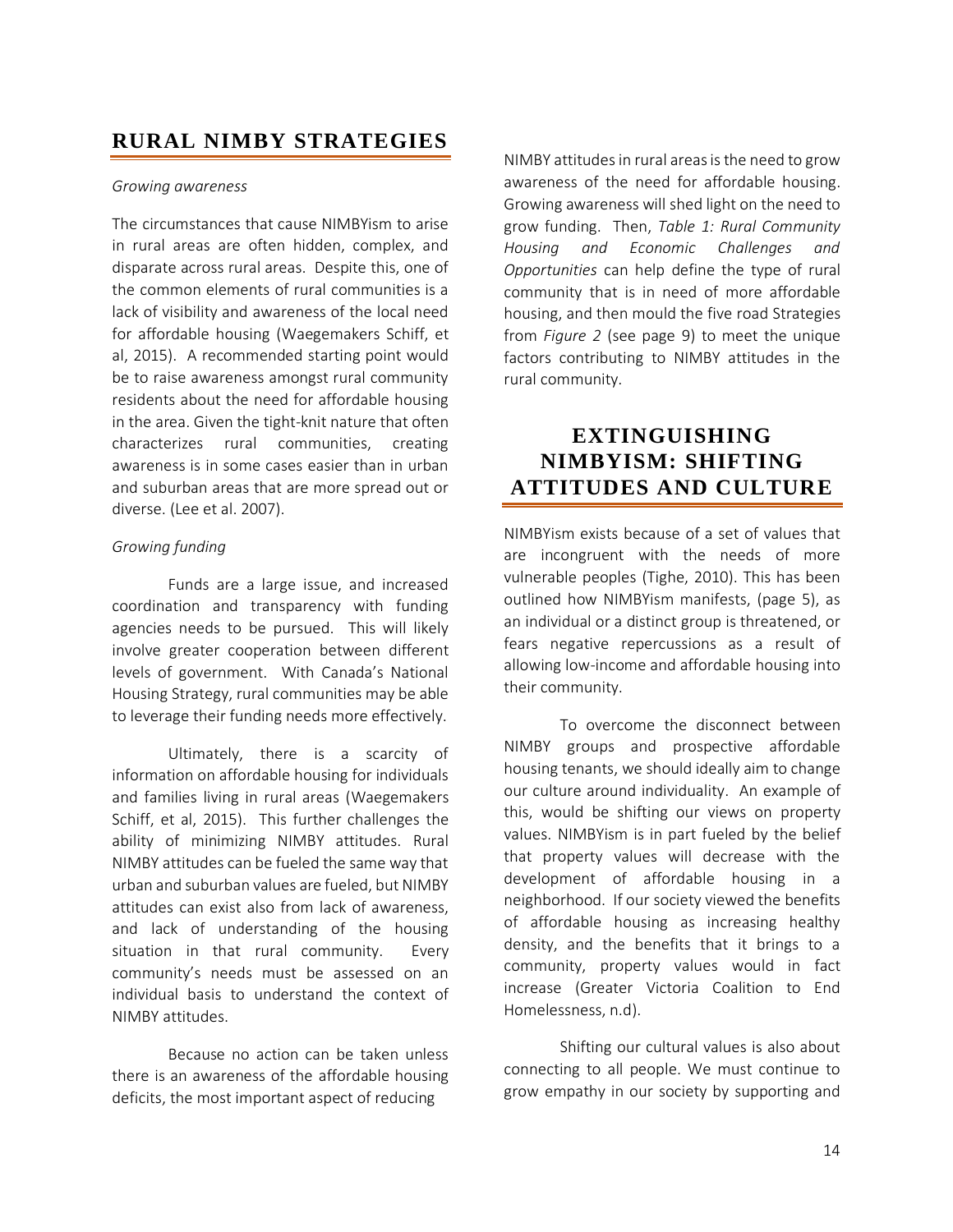## RURAL NIMBY STRATEGIES

*Growing awareness*

The circumstances that cause NIMBYism to arise in rural areas are often hidden, complex, and disparate across rural areas. Despite this, one of the common elements of rural communities is a lack of visibility and awareness of the local need for affordable housing (Waegemakers Schiff, et al, 2015). A recommended starting point would be to raise awareness amongst rural community residents about the need for affordable housing in the area. Given the tight-knit nature that often characterizes rural communities, creating awareness is in some cases easier than in urban and suburban areas that are more spread out or diverse. (Lee et al. 2007).

*Growing funding*

Funds are a large issue, and increased coordination and transparency with funding agencies needs to be pursued. This will likely involve greater cooperation between different levels of government. With Canada's National Housing Strategy, rural communities may be able to leverage their funding needs more effectively.

Ultimately, there is a scarcity of information on affordable housing for individuals and families living in rural areas (Waegemakers Schiff, et al, 2015). This further challenges the ability of minimizing NIMBY attitudes. Rural NIMBY attitudes can be fueled the same way that urban and suburban values are fueled, but NIMBY attitudes can exist also from lack of awareness, and lack of understanding of the housing situation in that rural community. Every community's needs must be assessed on an individual basis to understand the context of NIMBY attitudes.

Because no action can be taken unless there is an awareness of the affordable housing deficits, the most important aspect of reducing NIMBY attitudes in rural areas is the need to grow awareness of the need for affordable housing. Growing awareness will shed light on the need to grow funding. Then, *Table 1: Rural Community Housing and Economic Challenges and Opportunities* can help define the type of rural community that is in need of more affordable housing, and then mould the five road Strategies from *Figure 2* (see page 9) to meet the unique factors contributing to NIMBY attitudes in the rural community.

## EXTINGUISHING NIMBYISM: SHIFTING ATTITUDES AND CULTURE

NIMBYism exists because of a set of values that are incongruent with the needs of more vulnerable peoples (Tighe, 2010). This has been outlined how NIMBYism manifests, (page 5), as an individual or a distinct group is threatened, or fears negative repercussions as a result of allowing low-income and affordable housing into their community.

To overcome the disconnect between NIMBY groups and prospective affordable housing tenants, we should ideally aim to change our culture around individuality. An example of this, would be shifting our views on property values. NIMBYism is in part fueled by the belief that property values will decrease with the development of affordable housing in a neighborhood. If our society viewed the benefits of affordable housing as increasing healthy density, and the benefits that it brings to a community, property values would in fact increase (Greater Victoria Coalition to End Homelessness, n.d).

Shifting our cultural values is also about connecting to all people. We must continue to grow empathy in our society by supporting and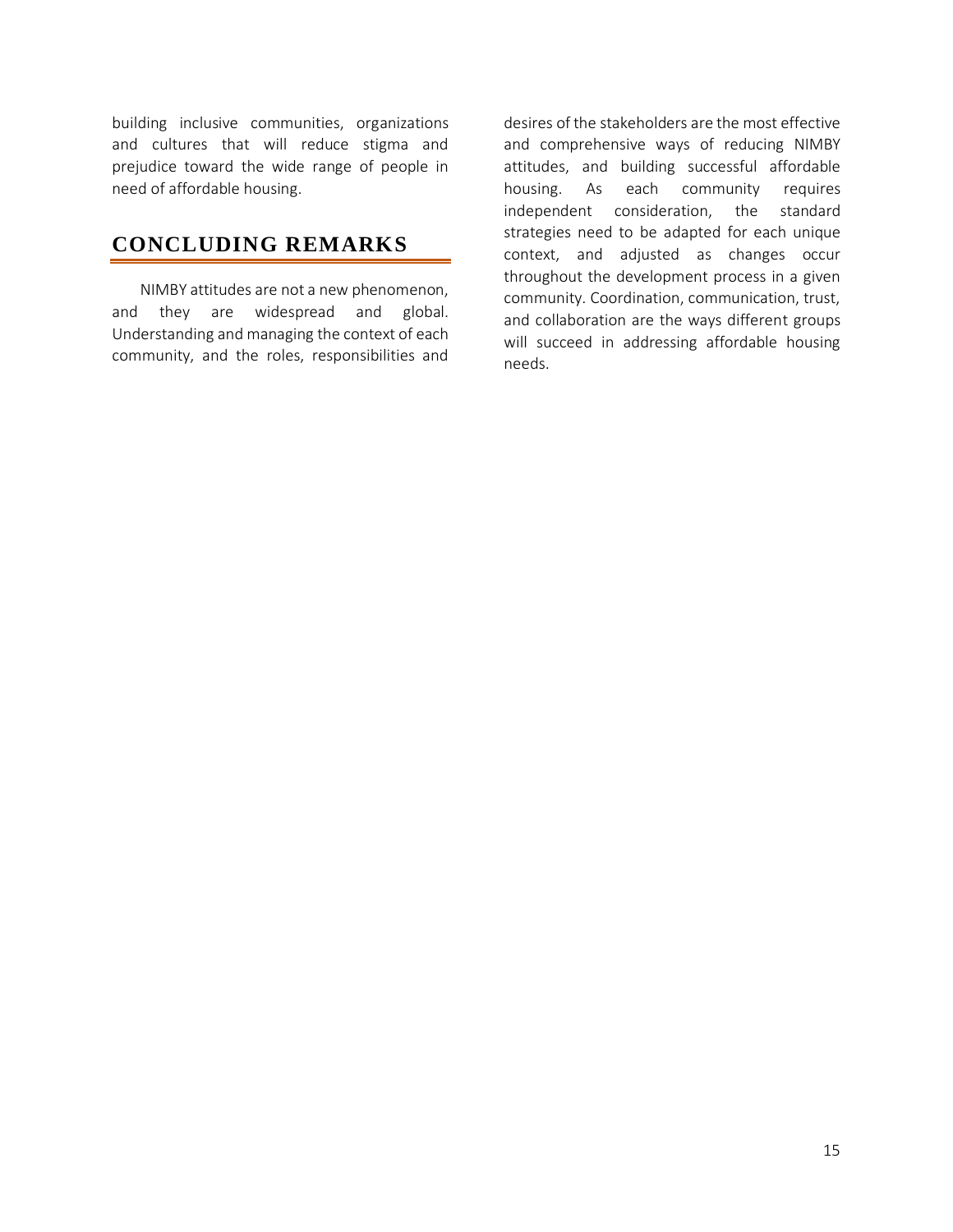building inclusive communities, organizations and cultures that will reduce stigma and prejudice toward the wide range of people in need of affordable housing.

## CONCLUDING REMARKS

NIMBY attitudes are not a new phenomenon, and they are widespread and global. Understanding and managing the context of each community, and the roles, responsibilities and desires of the stakeholders are the most effective and comprehensive ways of reducing NIMBY attitudes, and building successful affordable housing. As each community requires independent consideration, the standard strategies need to be adapted for each unique context, and adjusted as changes occur throughout the development process in a given community. Coordination, communication, trust, and collaboration are the ways different groups will succeed in addressing affordable housing needs.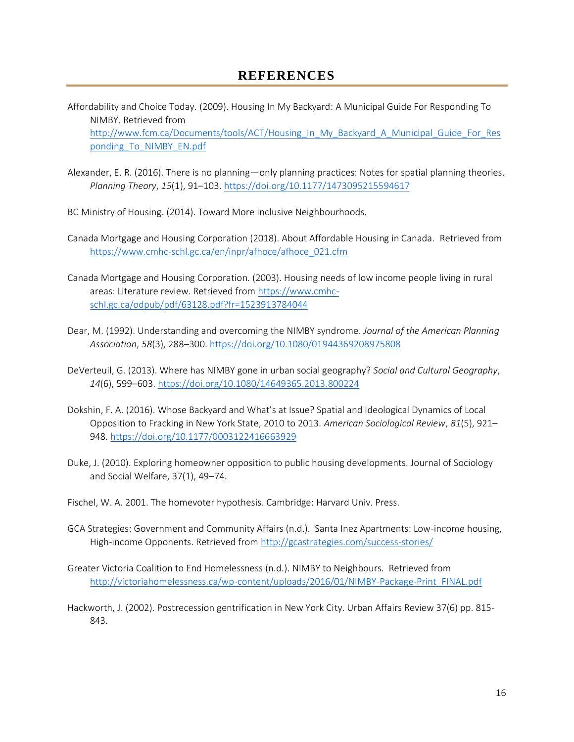# REFERENCES

Affordability and Choice Today. (2009). Housing In My Backyard: A Municipal Guide For Responding To NIMBY. Retrieved from http://www.fcm.ca/Documents/tools/ACT/Housing_In_My_Backyard_A_Municipal_Guide_For_Responding_To_NIMBY_EN.pdf

Alexander, E. R. (2016). There is no planning—only planning practices: Notes for spatial planning theories. *Planning Theory*, *15*(1), 91–103. https://doi.org/10.1177/1473095215594617

BC Ministry of Housing. (2014). Toward More Inclusive Neighbourhoods.

Canada Mortgage and Housing Corporation (2018). About Affordable Housing in Canada. Retrieved from https://www.cmhc-schl.gc.ca/en/inpr/afhoce/afhoce_021.cfm

Canada Mortgage and Housing Corporation. (2003). Housing needs of low income people living in rural areas: Literature review. Retrieved from https://www.cmhc-schl.gc.ca/odpub/pdf/63128.pdf?fr=1523913784044

Dear, M. (1992). Understanding and overcoming the NIMBY syndrome. *Journal of the American Planning Association*, *58*(3), 288–300. https://doi.org/10.1080/01944369208975808

DeVerteuil, G. (2013). Where has NIMBY gone in urban social geography? *Social and Cultural Geography*, *14*(6), 599–603. https://doi.org/10.1080/14649365.2013.800224

Dokshin, F. A. (2016). Whose Backyard and What's at Issue? Spatial and Ideological Dynamics of Local Opposition to Fracking in New York State, 2010 to 2013. *American Sociological Review*, *81*(5), 921–948. https://doi.org/10.1177/0003122416663929

Duke, J. (2010). Exploring homeowner opposition to public housing developments. Journal of Sociology and Social Welfare, 37(1), 49–74.

Fischel, W. A. 2001. The homevoter hypothesis. Cambridge: Harvard Univ. Press.

GCA Strategies: Government and Community Affairs (n.d.). Santa Inez Apartments: Low-income housing, High-income Opponents. Retrieved from http://gcastrategies.com/success-stories/

Greater Victoria Coalition to End Homelessness (n.d.). NIMBY to Neighbours. Retrieved from http://victoriahomelessness.ca/wp-content/uploads/2016/01/NIMBY-Package-Print_FINAL.pdf

Hackworth, J. (2002). Postrecession gentrification in New York City. Urban Affairs Review 37(6) pp. 815-843.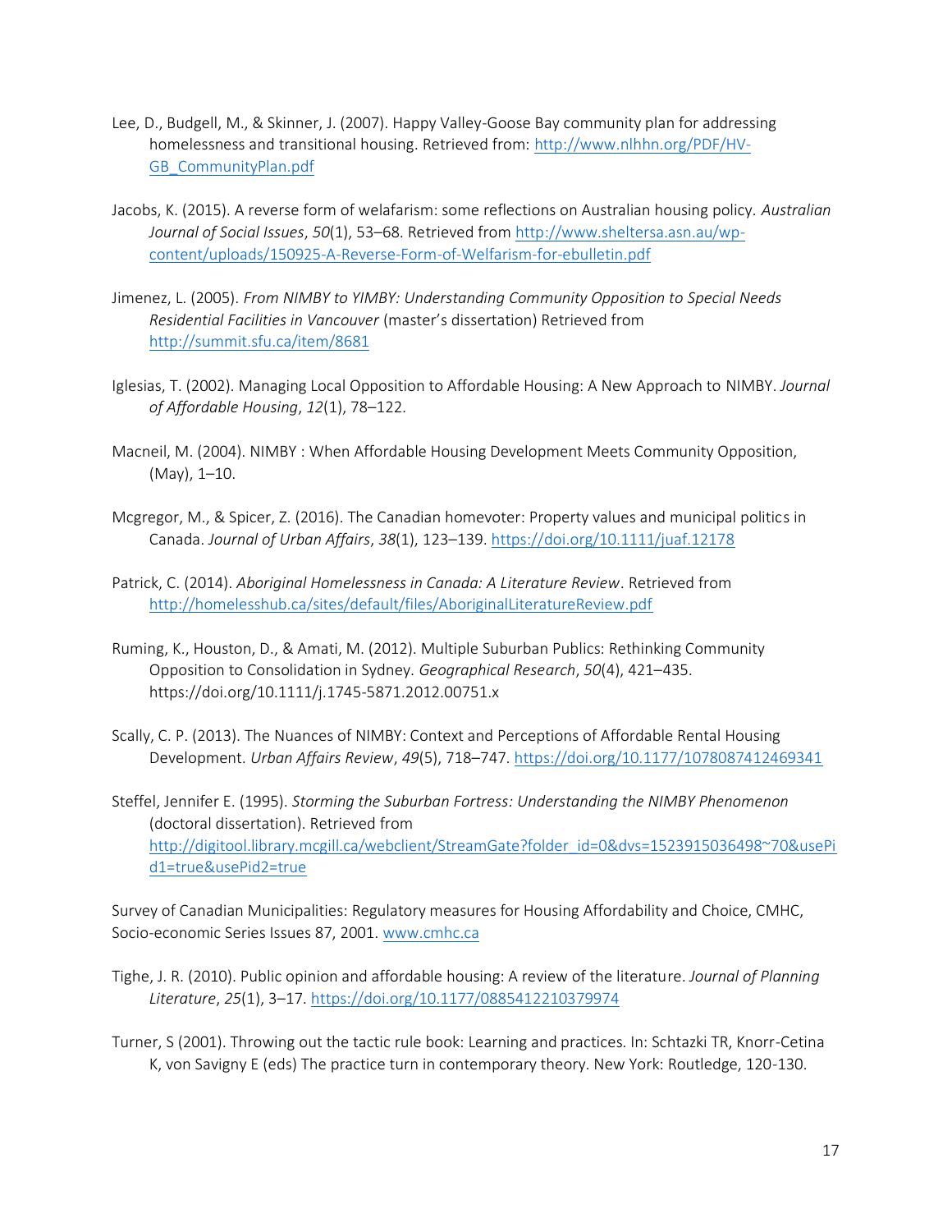Lee, D., Budgell, M., & Skinner, J. (2007). Happy Valley-Goose Bay community plan for addressing homelessness and transitional housing. Retrieved from: http://www.nlhhn.org/PDF/HV-GB_CommunityPlan.pdf

Jacobs, K. (2015). A reverse form of welafarism: some reflections on Australian housing policy. *Australian Journal of Social Issues*, *50*(1), 53–68. Retrieved from http://www.sheltersa.asn.au/wp-content/uploads/150925-A-Reverse-Form-of-Welfarism-for-ebulletin.pdf

Jimenez, L. (2005). *From NIMBY to YIMBY: Understanding Community Opposition to Special Needs Residential Facilities in Vancouver* (master's dissertation) Retrieved from http://summit.sfu.ca/item/8681

Iglesias, T. (2002). Managing Local Opposition to Affordable Housing: A New Approach to NIMBY. *Journal of Affordable Housing*, *12*(1), 78–122.

Macneil, M. (2004). NIMBY : When Affordable Housing Development Meets Community Opposition, (May), 1–10.

Mcgregor, M., & Spicer, Z. (2016). The Canadian homevoter: Property values and municipal politics in Canada. *Journal of Urban Affairs*, *38*(1), 123–139. https://doi.org/10.1111/juaf.12178

Patrick, C. (2014). *Aboriginal Homelessness in Canada: A Literature Review*. Retrieved from http://homelesshub.ca/sites/default/files/AboriginalLiteratureReview.pdf

Ruming, K., Houston, D., & Amati, M. (2012). Multiple Suburban Publics: Rethinking Community Opposition to Consolidation in Sydney. *Geographical Research*, *50*(4), 421–435. https://doi.org/10.1111/j.1745-5871.2012.00751.x

Scally, C. P. (2013). The Nuances of NIMBY: Context and Perceptions of Affordable Rental Housing Development. *Urban Affairs Review*, *49*(5), 718–747. https://doi.org/10.1177/1078087412469341

Steffel, Jennifer E. (1995). *Storming the Suburban Fortress: Understanding the NIMBY Phenomenon* (doctoral dissertation). Retrieved from http://digitool.library.mcgill.ca/webclient/StreamGate?folder_id=0&dvs=1523915036498~70&usePid1=true&usePid2=true

Survey of Canadian Municipalities: Regulatory measures for Housing Affordability and Choice, CMHC, Socio-economic Series Issues 87, 2001. www.cmhc.ca

Tighe, J. R. (2010). Public opinion and affordable housing: A review of the literature. *Journal of Planning Literature*, *25*(1), 3–17. https://doi.org/10.1177/0885412210379974

Turner, S (2001). Throwing out the tactic rule book: Learning and practices. In: Schtazki TR, Knorr-Cetina K, von Savigny E (eds) The practice turn in contemporary theory. New York: Routledge, 120-130.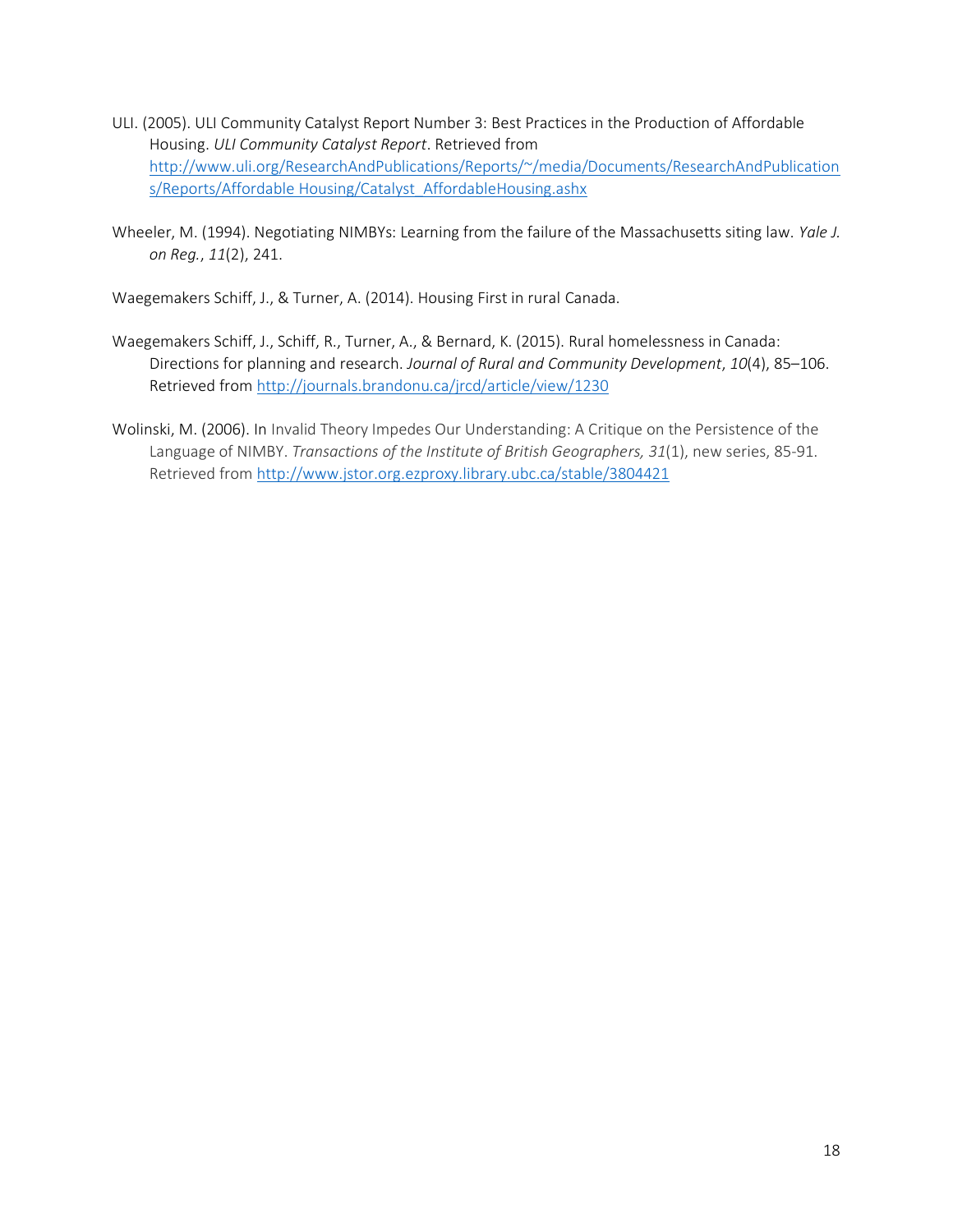ULI. (2005). ULI Community Catalyst Report Number 3: Best Practices in the Production of Affordable Housing. *ULI Community Catalyst Report*. Retrieved from http://www.uli.org/ResearchAndPublications/Reports/~/media/Documents/ResearchAndPublications/Reports/Affordable Housing/Catalyst_AffordableHousing.ashx

Wheeler, M. (1994). Negotiating NIMBYs: Learning from the failure of the Massachusetts siting law. *Yale J. on Reg.*, *11*(2), 241.

Waegemakers Schiff, J., & Turner, A. (2014). Housing First in rural Canada.

Waegemakers Schiff, J., Schiff, R., Turner, A., & Bernard, K. (2015). Rural homelessness in Canada: Directions for planning and research. *Journal of Rural and Community Development*, *10*(4), 85–106. Retrieved from http://journals.brandonu.ca/jrcd/article/view/1230

Wolinski, M. (2006). In Invalid Theory Impedes Our Understanding: A Critique on the Persistence of the Language of NIMBY. *Transactions of the Institute of British Geographers, 31*(1), new series, 85-91. Retrieved from http://www.jstor.org.ezproxy.library.ubc.ca/stable/3804421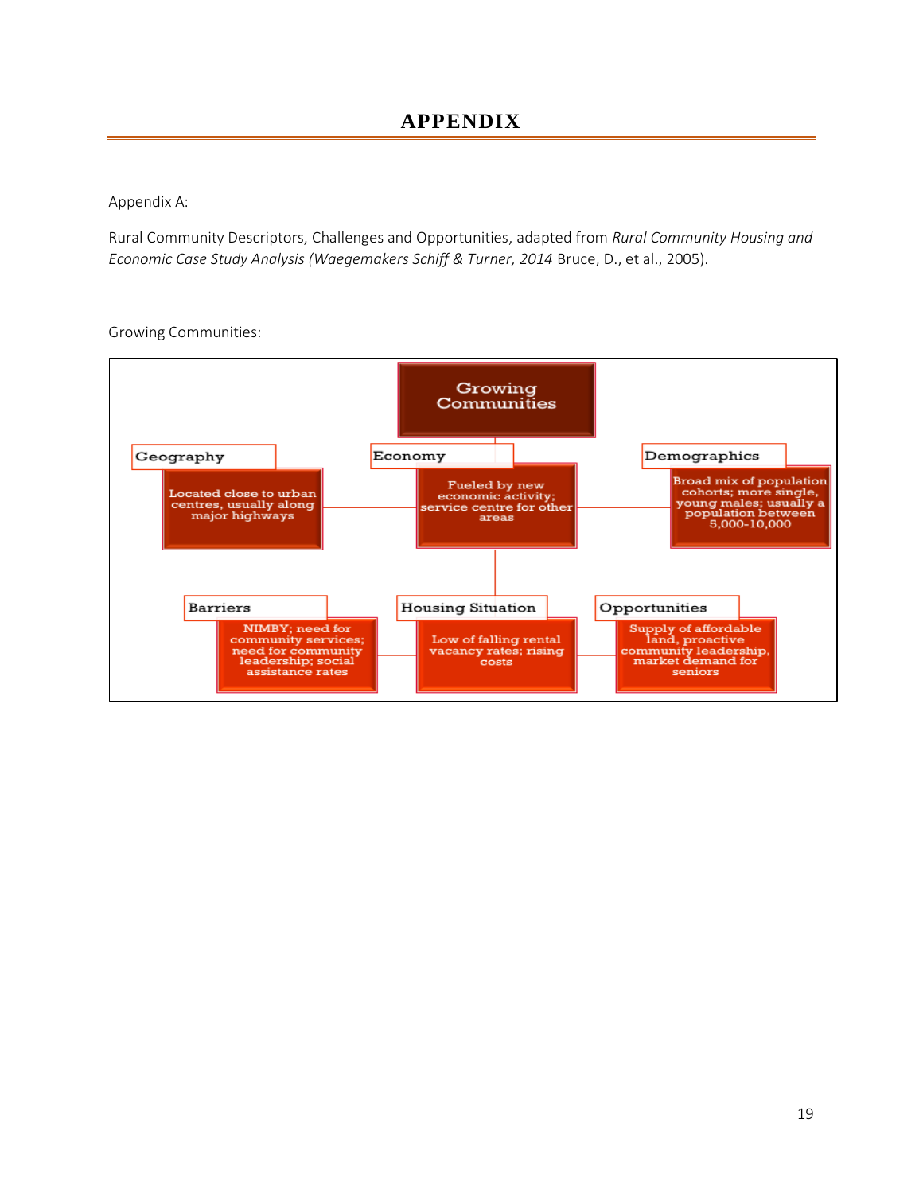# APPENDIX

Appendix A:

Rural Community Descriptors, Challenges and Opportunities, adapted from *Rural Community Housing and Economic Case Study Analysis (Waegemakers Schiff & Turner, 2014* Bruce, D., et al., 2005).

Growing Communities:

**Growing Communities**

**Geography**
Located close to urban centres, usually along major highways

**Economy**
Fueled by new economic activity; service centre for other areas

**Demographics**
Broad mix of population cohorts; more single, young males; usually a population between 5,000-10,000

**Barriers**
NIMBY; need for community services; need for community leadership; social assistance rates

**Housing Situation**
Low of falling rental vacancy rates; rising costs

**Opportunities**
Supply of affordable land, proactive community leadership, market demand for seniors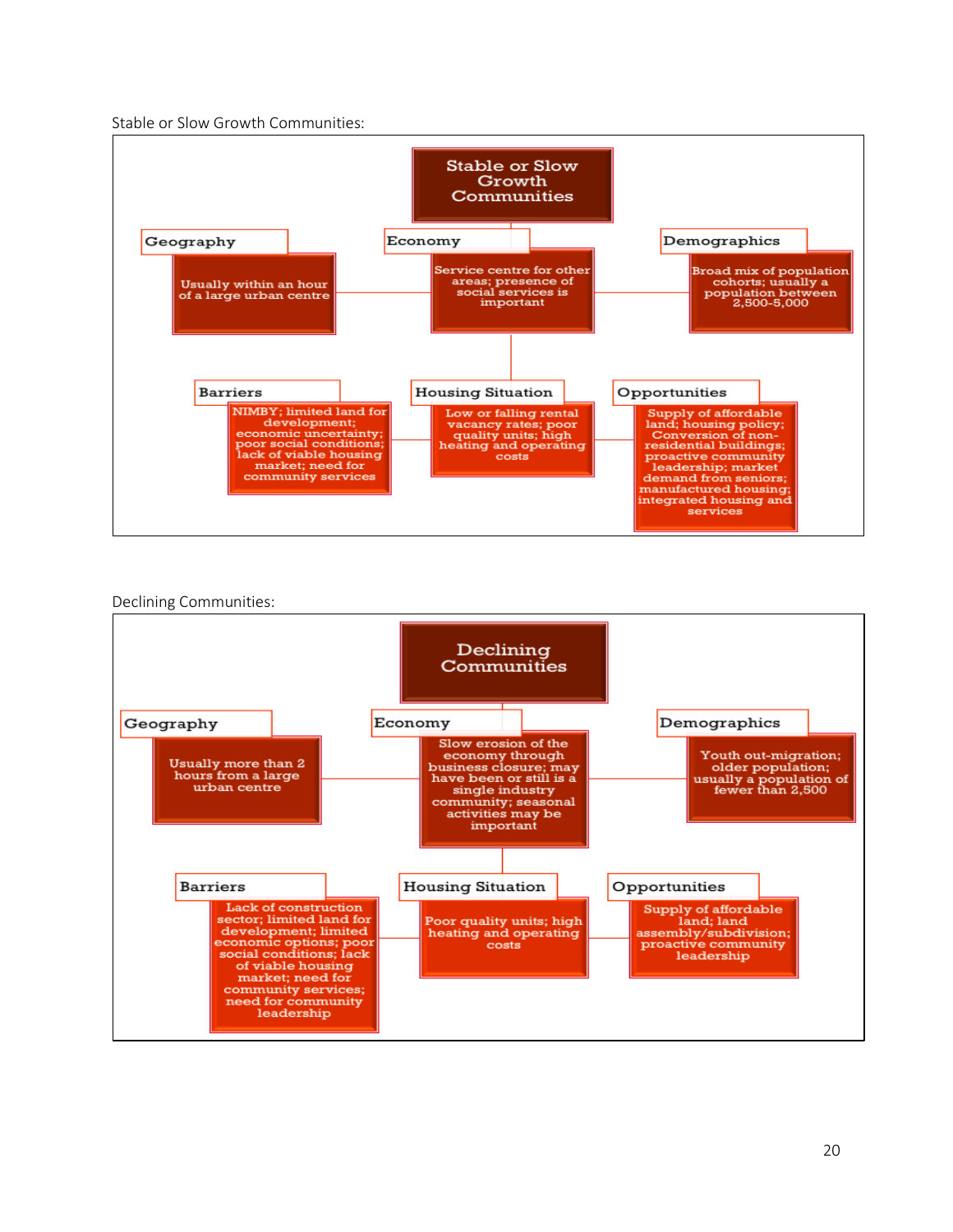Stable or Slow Growth Communities:

**Stable or Slow Growth Communities**

- **Geography**: Usually within an hour of a large urban centre
- **Economy**: Service centre for other areas; presence of social services is important
- **Demographics**: Broad mix of population cohorts; usually a population between 2,500-5,000
- **Barriers**: NIMBY; limited land for development; economic uncertainty; poor social conditions; lack of viable housing market; need for community services
- **Housing Situation**: Low or falling rental vacancy rates; poor quality units; high heating and operating costs
- **Opportunities**: Supply of affordable land; housing policy; Conversion of non-residential buildings; proactive community leadership; market demand from seniors; manufactured housing; integrated housing and services

Declining Communities:

**Declining Communities**

- **Geography**: Usually more than 2 hours from a large urban centre
- **Economy**: Slow erosion of the economy through business closure; may have been or still is a single industry community; seasonal activities may be important
- **Demographics**: Youth out-migration; older population; usually a population of fewer than 2,500
- **Barriers**: Lack of construction sector; limited land for development; limited economic options; poor social conditions; lack of viable housing market; need for community services; need for community leadership
- **Housing Situation**: Poor quality units; high heating and operating costs
- **Opportunities**: Supply of affordable land; land assembly/subdivision; proactive community leadership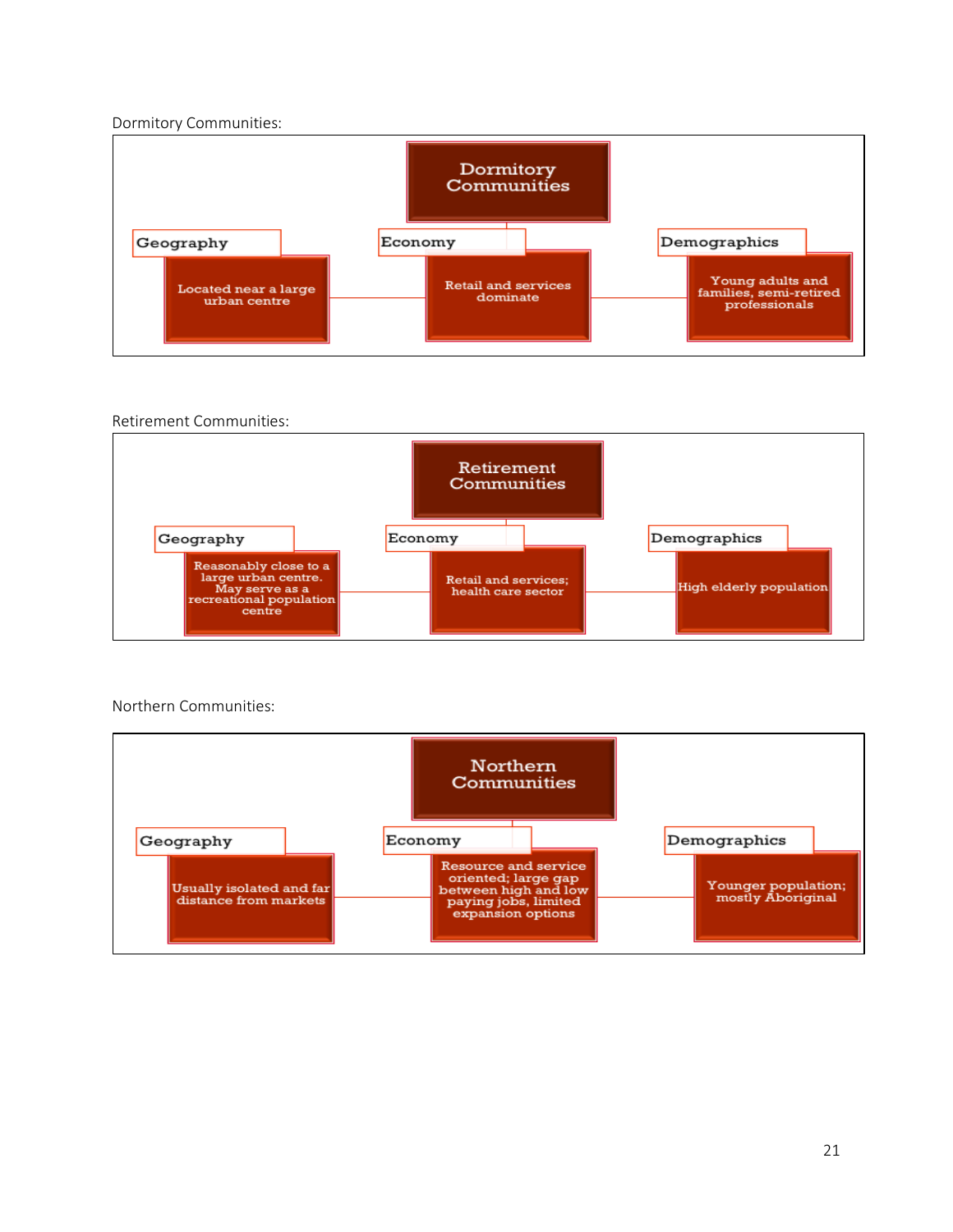Dormitory Communities:

Dormitory Communities

Geography

Located near a large urban centre

Economy

Retail and services dominate

Demographics

Young adults and families, semi-retired professionals

Retirement Communities:

Retirement Communities

Geography

Reasonably close to a large urban centre. May serve as a recreational population centre

Economy

Retail and services; health care sector

Demographics

High elderly population

Northern Communities:

Northern Communities

Geography

Usually isolated and far distance from markets

Economy

Resource and service oriented; large gap between high and low paying jobs, limited expansion options

Demographics

Younger population; mostly Aboriginal